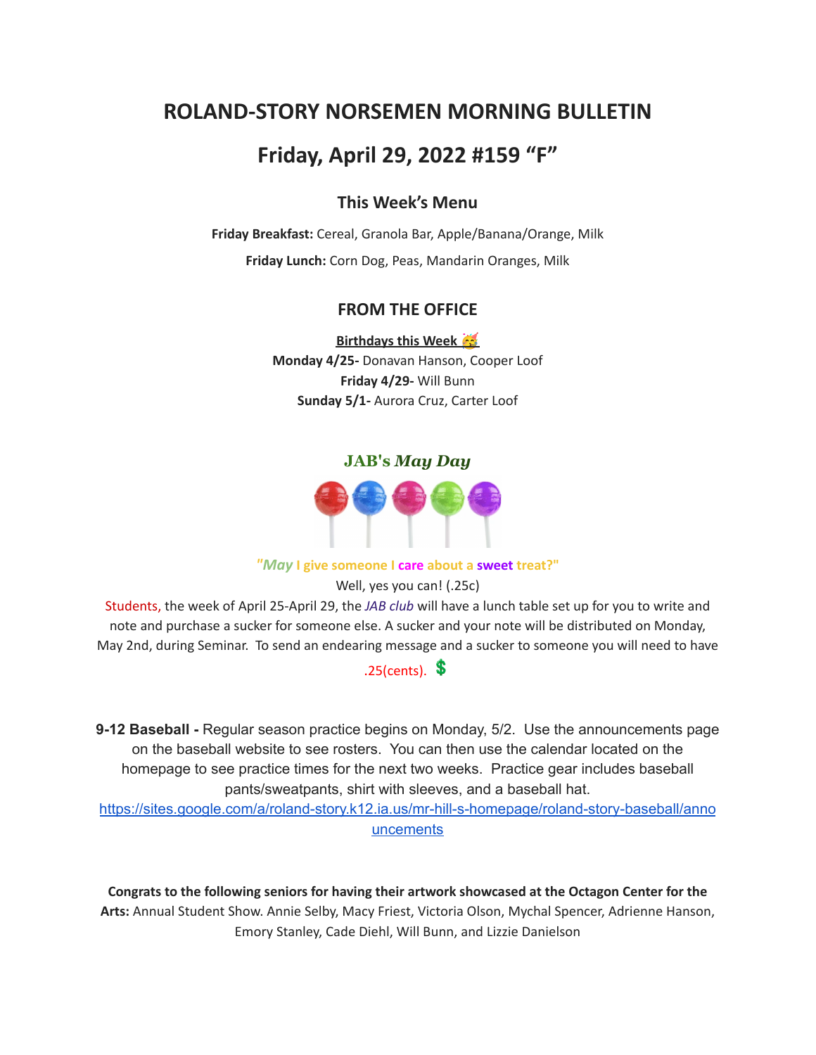# ROLAND-STORY NORSEMEN MORNING BULLETIN

## Friday, April 29, 2022 #159 "F"

### This Week's Menu

**Friday Breakfast:** Cereal, Granola Bar, Apple/Banana/Orange, Milk

**Friday Lunch:** Corn Dog, Peas, Mandarin Oranges, Milk

### FROM THE OFFICE

**Birthdays this Week 🥳**

**Monday 4/25-** Donavan Hanson, Cooper Loof
**Friday 4/29-** Will Bunn
**Sunday 5/1-** Aurora Cruz, Carter Loof

**JAB's *May Day***

***"May* I give someone I care about a sweet treat?"**

Well, yes you can! (.25c)

Students, the week of April 25-April 29, the *JAB club* will have a lunch table set up for you to write and note and purchase a sucker for someone else. A sucker and your note will be distributed on Monday, May 2nd, during Seminar. To send an endearing message and a sucker to someone you will need to have .25(cents). 💲

**9-12 Baseball -** Regular season practice begins on Monday, 5/2. Use the announcements page on the baseball website to see rosters. You can then use the calendar located on the homepage to see practice times for the next two weeks. Practice gear includes baseball pants/sweatpants, shirt with sleeves, and a baseball hat.
https://sites.google.com/a/roland-story.k12.ia.us/mr-hill-s-homepage/roland-story-baseball/announcements

**Congrats to the following seniors for having their artwork showcased at the Octagon Center for the Arts:** Annual Student Show. Annie Selby, Macy Friest, Victoria Olson, Mychal Spencer, Adrienne Hanson, Emory Stanley, Cade Diehl, Will Bunn, and Lizzie Danielson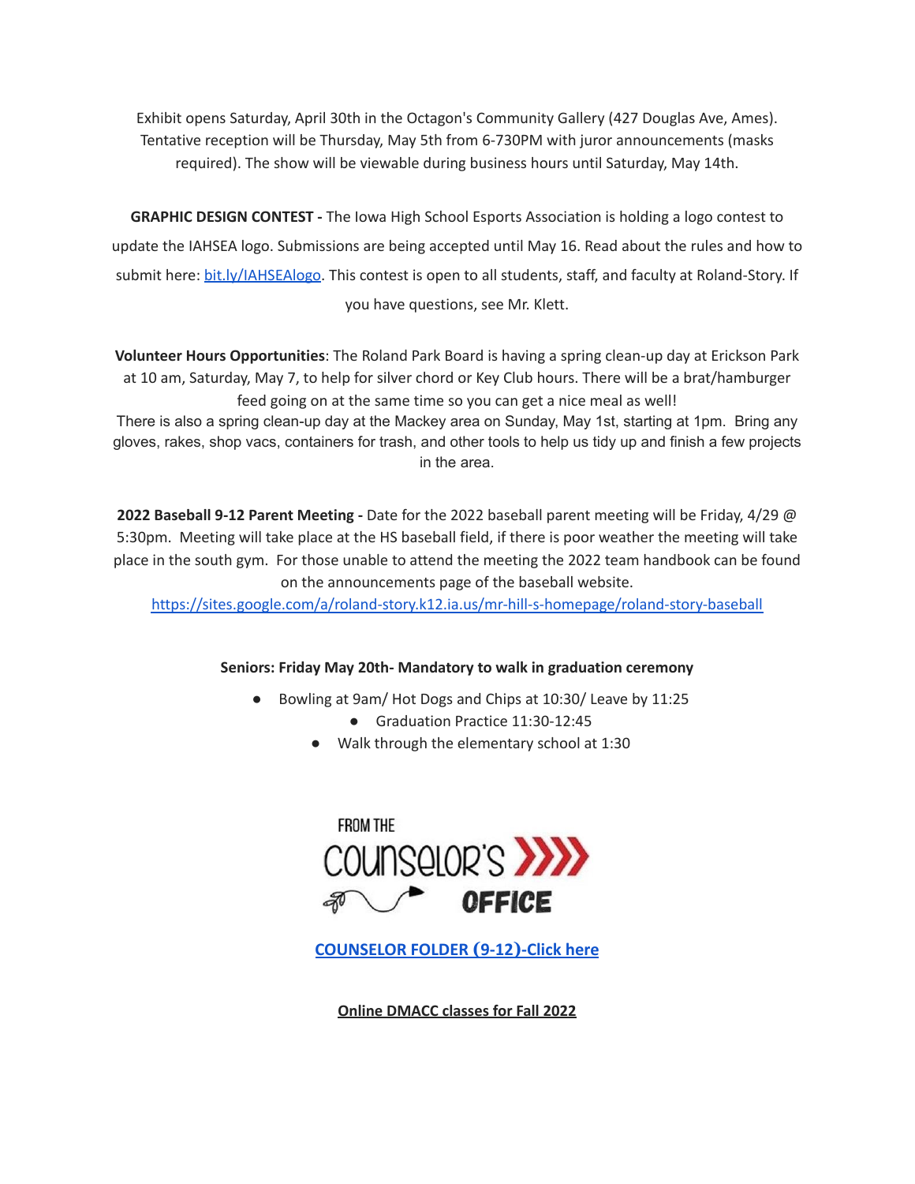Exhibit opens Saturday, April 30th in the Octagon's Community Gallery (427 Douglas Ave, Ames). Tentative reception will be Thursday, May 5th from 6-730PM with juror announcements (masks required). The show will be viewable during business hours until Saturday, May 14th.

**GRAPHIC DESIGN CONTEST -** The Iowa High School Esports Association is holding a logo contest to update the IAHSEA logo. Submissions are being accepted until May 16. Read about the rules and how to submit here: [bit.ly/IAHSEAlogo](bit.ly/IAHSEAlogo). This contest is open to all students, staff, and faculty at Roland-Story. If you have questions, see Mr. Klett.

**Volunteer Hours Opportunities**: The Roland Park Board is having a spring clean-up day at Erickson Park at 10 am, Saturday, May 7, to help for silver chord or Key Club hours. There will be a brat/hamburger feed going on at the same time so you can get a nice meal as well!
There is also a spring clean-up day at the Mackey area on Sunday, May 1st, starting at 1pm. Bring any gloves, rakes, shop vacs, containers for trash, and other tools to help us tidy up and finish a few projects in the area.

**2022 Baseball 9-12 Parent Meeting -** Date for the 2022 baseball parent meeting will be Friday, 4/29 @ 5:30pm. Meeting will take place at the HS baseball field, if there is poor weather the meeting will take place in the south gym. For those unable to attend the meeting the 2022 team handbook can be found on the announcements page of the baseball website.
[https://sites.google.com/a/roland-story.k12.ia.us/mr-hill-s-homepage/roland-story-baseball](https://sites.google.com/a/roland-story.k12.ia.us/mr-hill-s-homepage/roland-story-baseball)

**Seniors: Friday May 20th- Mandatory to walk in graduation ceremony**

- Bowling at 9am/ Hot Dogs and Chips at 10:30/ Leave by 11:25
- Graduation Practice 11:30-12:45
- Walk through the elementary school at 1:30

FROM THE COUNSELOR'S OFFICE

**[COUNSELOR FOLDER (9-12)-Click here]()**

**Online DMACC classes for Fall 2022**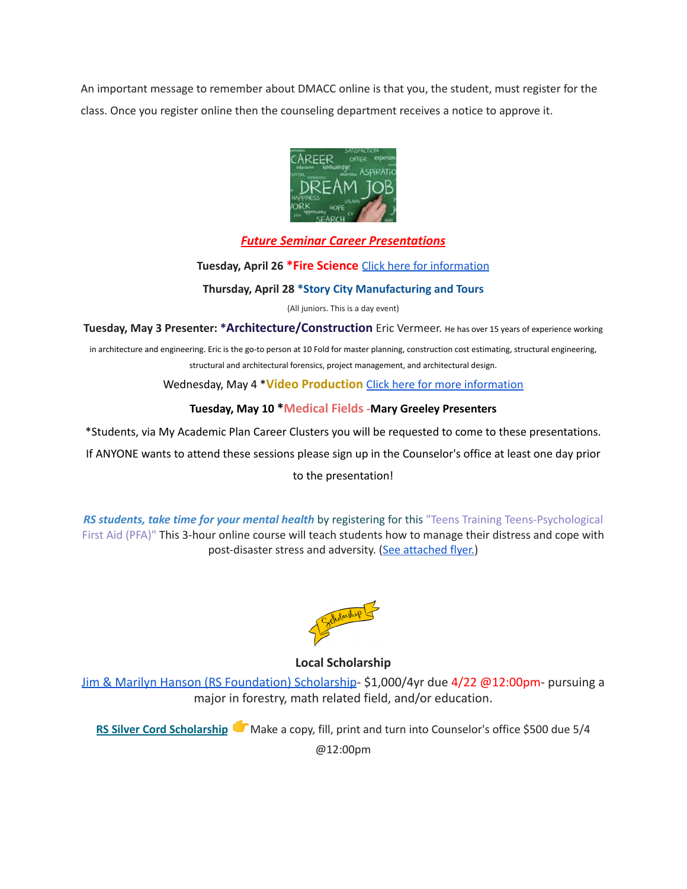An important message to remember about DMACC online is that you, the student, must register for the class. Once you register online then the counseling department receives a notice to approve it.

***Future Seminar Career Presentations***

**Tuesday, April 26 *Fire Science** Click here for information

**Thursday, April 28 *Story City Manufacturing and Tours**

(All juniors. This is a day event)

**Tuesday, May 3 Presenter: *Architecture/Construction** Eric Vermeer. He has over 15 years of experience working in architecture and engineering. Eric is the go-to person at 10 Fold for master planning, construction cost estimating, structural engineering, structural and architectural forensics, project management, and architectural design.

Wednesday, May 4 ***Video Production** Click here for more information

**Tuesday, May 10 *Medical Fields -Mary Greeley Presenters**

*Students, via My Academic Plan Career Clusters you will be requested to come to these presentations. If ANYONE wants to attend these sessions please sign up in the Counselor's office at least one day prior to the presentation!

***RS students, take time for your mental health*** by registering for this "Teens Training Teens-Psychological First Aid (PFA)" This 3-hour online course will teach students how to manage their distress and cope with post-disaster stress and adversity. (See attached flyer.)

**Local Scholarship**

Jim & Marilyn Hanson (RS Foundation) Scholarship- $1,000/4yr due 4/22 @12:00pm- pursuing a major in forestry, math related field, and/or education.

**RS Silver Cord Scholarship** 👉 Make a copy, fill, print and turn into Counselor's office $500 due 5/4 @12:00pm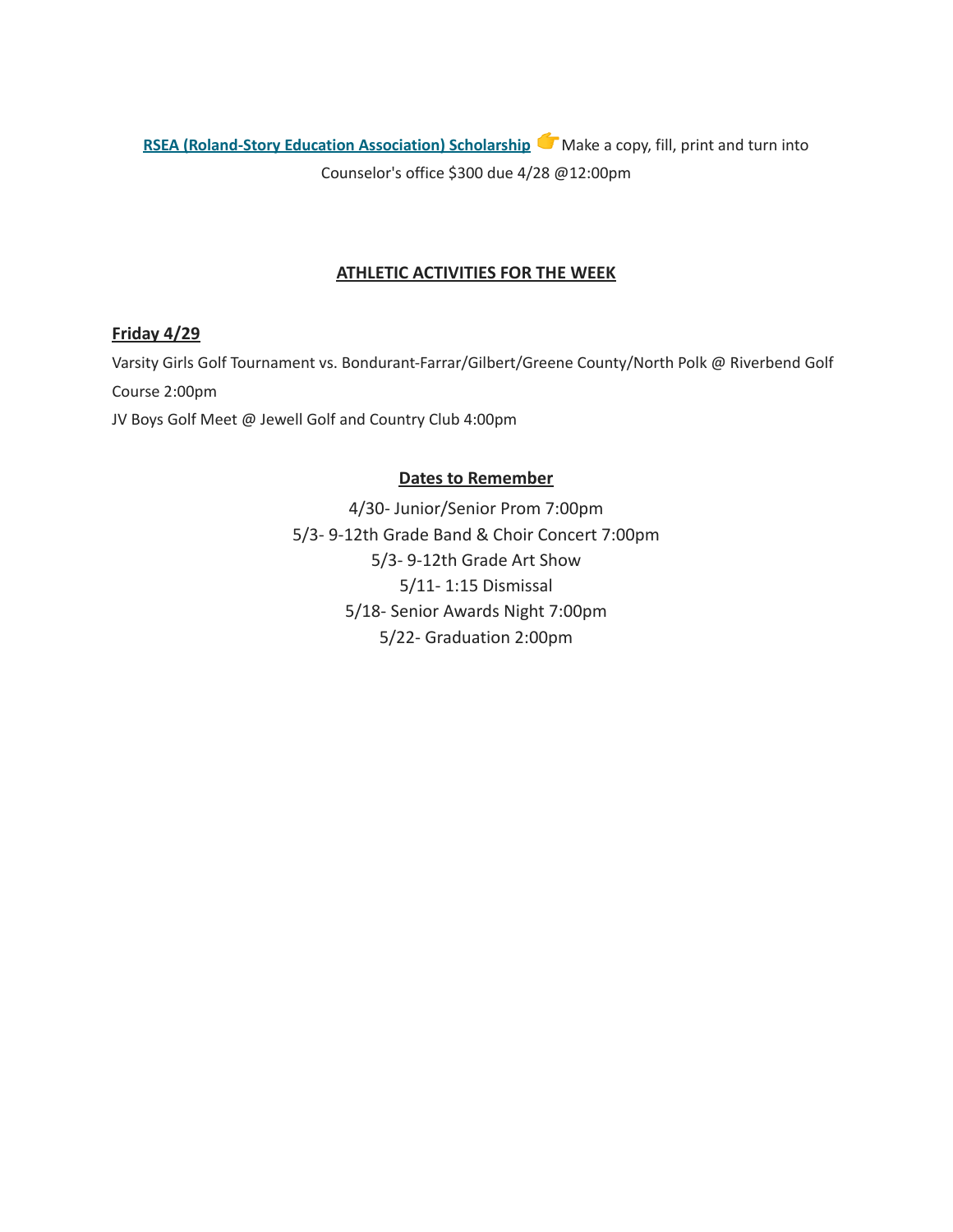**RSEA (Roland-Story Education Association) Scholarship** 👉 Make a copy, fill, print and turn into Counselor's office $300 due 4/28 @12:00pm

## ATHLETIC ACTIVITIES FOR THE WEEK

**Friday 4/29**

Varsity Girls Golf Tournament vs. Bondurant-Farrar/Gilbert/Greene County/North Polk @ Riverbend Golf Course 2:00pm

JV Boys Golf Meet @ Jewell Golf and Country Club 4:00pm

## Dates to Remember

4/30- Junior/Senior Prom 7:00pm

5/3- 9-12th Grade Band & Choir Concert 7:00pm

5/3- 9-12th Grade Art Show

5/11- 1:15 Dismissal

5/18- Senior Awards Night 7:00pm

5/22- Graduation 2:00pm